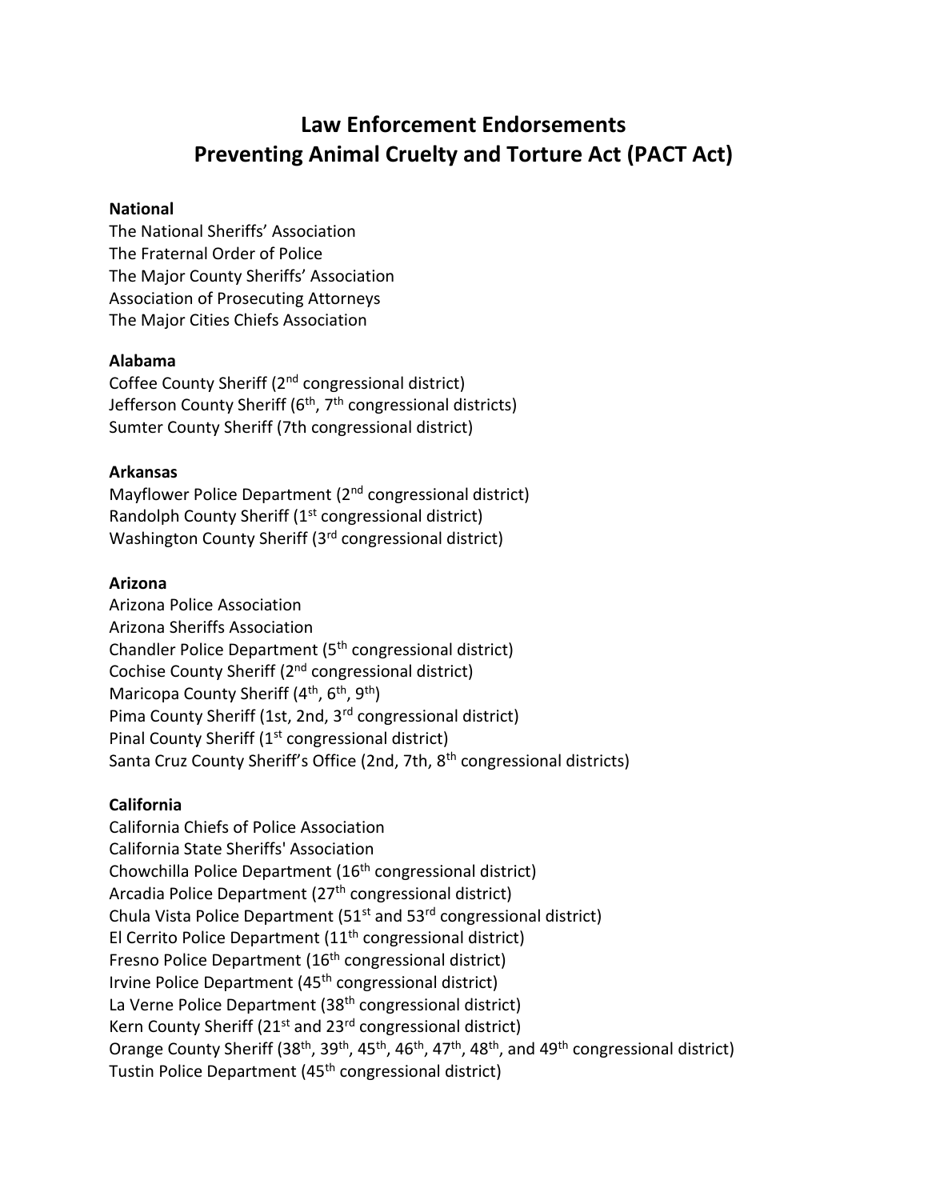# Law Enforcement Endorsements
# Preventing Animal Cruelty and Torture Act (PACT Act)

**National**

The National Sheriffs' Association
The Fraternal Order of Police
The Major County Sheriffs' Association
Association of Prosecuting Attorneys
The Major Cities Chiefs Association

**Alabama**

Coffee County Sheriff (2nd congressional district)
Jefferson County Sheriff (6th, 7th congressional districts)
Sumter County Sheriff (7th congressional district)

**Arkansas**

Mayflower Police Department (2nd congressional district)
Randolph County Sheriff (1st congressional district)
Washington County Sheriff (3rd congressional district)

**Arizona**

Arizona Police Association
Arizona Sheriffs Association
Chandler Police Department (5th congressional district)
Cochise County Sheriff (2nd congressional district)
Maricopa County Sheriff (4th, 6th, 9th)
Pima County Sheriff (1st, 2nd, 3rd congressional district)
Pinal County Sheriff (1st congressional district)
Santa Cruz County Sheriff's Office (2nd, 7th, 8th congressional districts)

**California**

California Chiefs of Police Association
California State Sheriffs' Association
Chowchilla Police Department (16th congressional district)
Arcadia Police Department (27th congressional district)
Chula Vista Police Department (51st and 53rd congressional district)
El Cerrito Police Department (11th congressional district)
Fresno Police Department (16th congressional district)
Irvine Police Department (45th congressional district)
La Verne Police Department (38th congressional district)
Kern County Sheriff (21st and 23rd congressional district)
Orange County Sheriff (38th, 39th, 45th, 46th, 47th, 48th, and 49th congressional district)
Tustin Police Department (45th congressional district)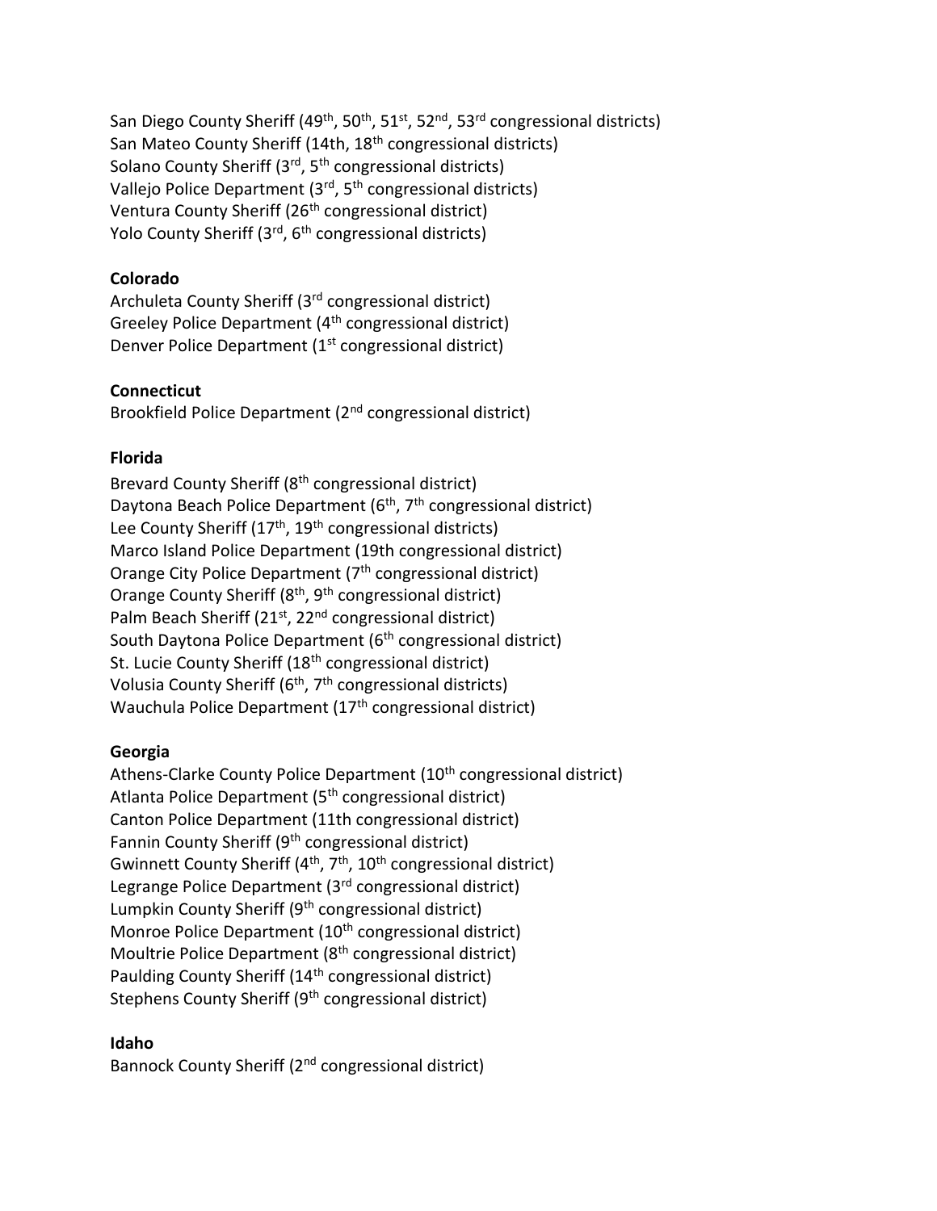San Diego County Sheriff (49th, 50th, 51st, 52nd, 53rd congressional districts)
San Mateo County Sheriff (14th, 18th congressional districts)
Solano County Sheriff (3rd, 5th congressional districts)
Vallejo Police Department (3rd, 5th congressional districts)
Ventura County Sheriff (26th congressional district)
Yolo County Sheriff (3rd, 6th congressional districts)

**Colorado**
Archuleta County Sheriff (3rd congressional district)
Greeley Police Department (4th congressional district)
Denver Police Department (1st congressional district)

**Connecticut**
Brookfield Police Department (2nd congressional district)

**Florida**
Brevard County Sheriff (8th congressional district)
Daytona Beach Police Department (6th, 7th congressional district)
Lee County Sheriff (17th, 19th congressional districts)
Marco Island Police Department (19th congressional district)
Orange City Police Department (7th congressional district)
Orange County Sheriff (8th, 9th congressional district)
Palm Beach Sheriff (21st, 22nd congressional district)
South Daytona Police Department (6th congressional district)
St. Lucie County Sheriff (18th congressional district)
Volusia County Sheriff (6th, 7th congressional districts)
Wauchula Police Department (17th congressional district)

**Georgia**
Athens-Clarke County Police Department (10th congressional district)
Atlanta Police Department (5th congressional district)
Canton Police Department (11th congressional district)
Fannin County Sheriff (9th congressional district)
Gwinnett County Sheriff (4th, 7th, 10th congressional district)
Legrange Police Department (3rd congressional district)
Lumpkin County Sheriff (9th congressional district)
Monroe Police Department (10th congressional district)
Moultrie Police Department (8th congressional district)
Paulding County Sheriff (14th congressional district)
Stephens County Sheriff (9th congressional district)

**Idaho**
Bannock County Sheriff (2nd congressional district)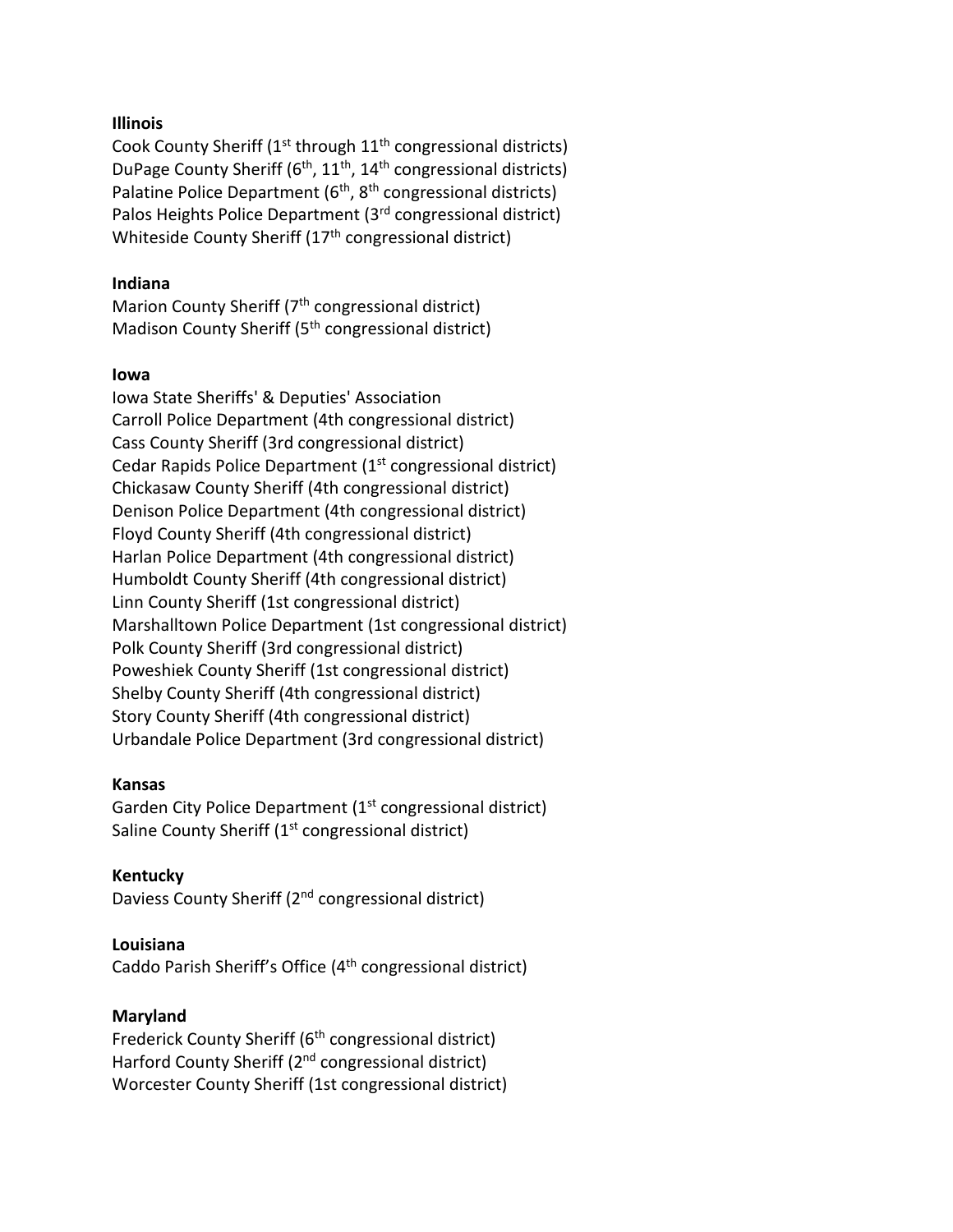**Illinois**

Cook County Sheriff (1st through 11th congressional districts)
DuPage County Sheriff (6th, 11th, 14th congressional districts)
Palatine Police Department (6th, 8th congressional districts)
Palos Heights Police Department (3rd congressional district)
Whiteside County Sheriff (17th congressional district)

**Indiana**

Marion County Sheriff (7th congressional district)
Madison County Sheriff (5th congressional district)

**Iowa**

Iowa State Sheriffs' & Deputies' Association
Carroll Police Department (4th congressional district)
Cass County Sheriff (3rd congressional district)
Cedar Rapids Police Department (1st congressional district)
Chickasaw County Sheriff (4th congressional district)
Denison Police Department (4th congressional district)
Floyd County Sheriff (4th congressional district)
Harlan Police Department (4th congressional district)
Humboldt County Sheriff (4th congressional district)
Linn County Sheriff (1st congressional district)
Marshalltown Police Department (1st congressional district)
Polk County Sheriff (3rd congressional district)
Poweshiek County Sheriff (1st congressional district)
Shelby County Sheriff (4th congressional district)
Story County Sheriff (4th congressional district)
Urbandale Police Department (3rd congressional district)

**Kansas**

Garden City Police Department (1st congressional district)
Saline County Sheriff (1st congressional district)

**Kentucky**

Daviess County Sheriff (2nd congressional district)

**Louisiana**

Caddo Parish Sheriff's Office (4th congressional district)

**Maryland**

Frederick County Sheriff (6th congressional district)
Harford County Sheriff (2nd congressional district)
Worcester County Sheriff (1st congressional district)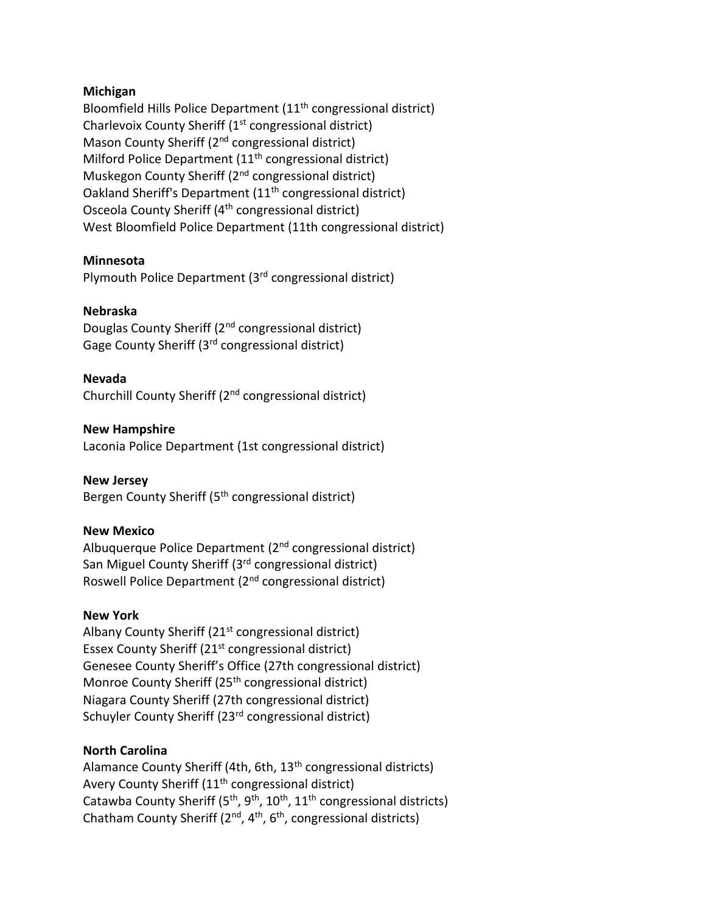**Michigan**
Bloomfield Hills Police Department (11th congressional district)
Charlevoix County Sheriff (1st congressional district)
Mason County Sheriff (2nd congressional district)
Milford Police Department (11th congressional district)
Muskegon County Sheriff (2nd congressional district)
Oakland Sheriff's Department (11th congressional district)
Osceola County Sheriff (4th congressional district)
West Bloomfield Police Department (11th congressional district)

**Minnesota**
Plymouth Police Department (3rd congressional district)

**Nebraska**
Douglas County Sheriff (2nd congressional district)
Gage County Sheriff (3rd congressional district)

**Nevada**
Churchill County Sheriff (2nd congressional district)

**New Hampshire**
Laconia Police Department (1st congressional district)

**New Jersey**
Bergen County Sheriff (5th congressional district)

**New Mexico**
Albuquerque Police Department (2nd congressional district)
San Miguel County Sheriff (3rd congressional district)
Roswell Police Department (2nd congressional district)

**New York**
Albany County Sheriff (21st congressional district)
Essex County Sheriff (21st congressional district)
Genesee County Sheriff's Office (27th congressional district)
Monroe County Sheriff (25th congressional district)
Niagara County Sheriff (27th congressional district)
Schuyler County Sheriff (23rd congressional district)

**North Carolina**
Alamance County Sheriff (4th, 6th, 13th congressional districts)
Avery County Sheriff (11th congressional district)
Catawba County Sheriff (5th, 9th, 10th, 11th congressional districts)
Chatham County Sheriff (2nd, 4th, 6th, congressional districts)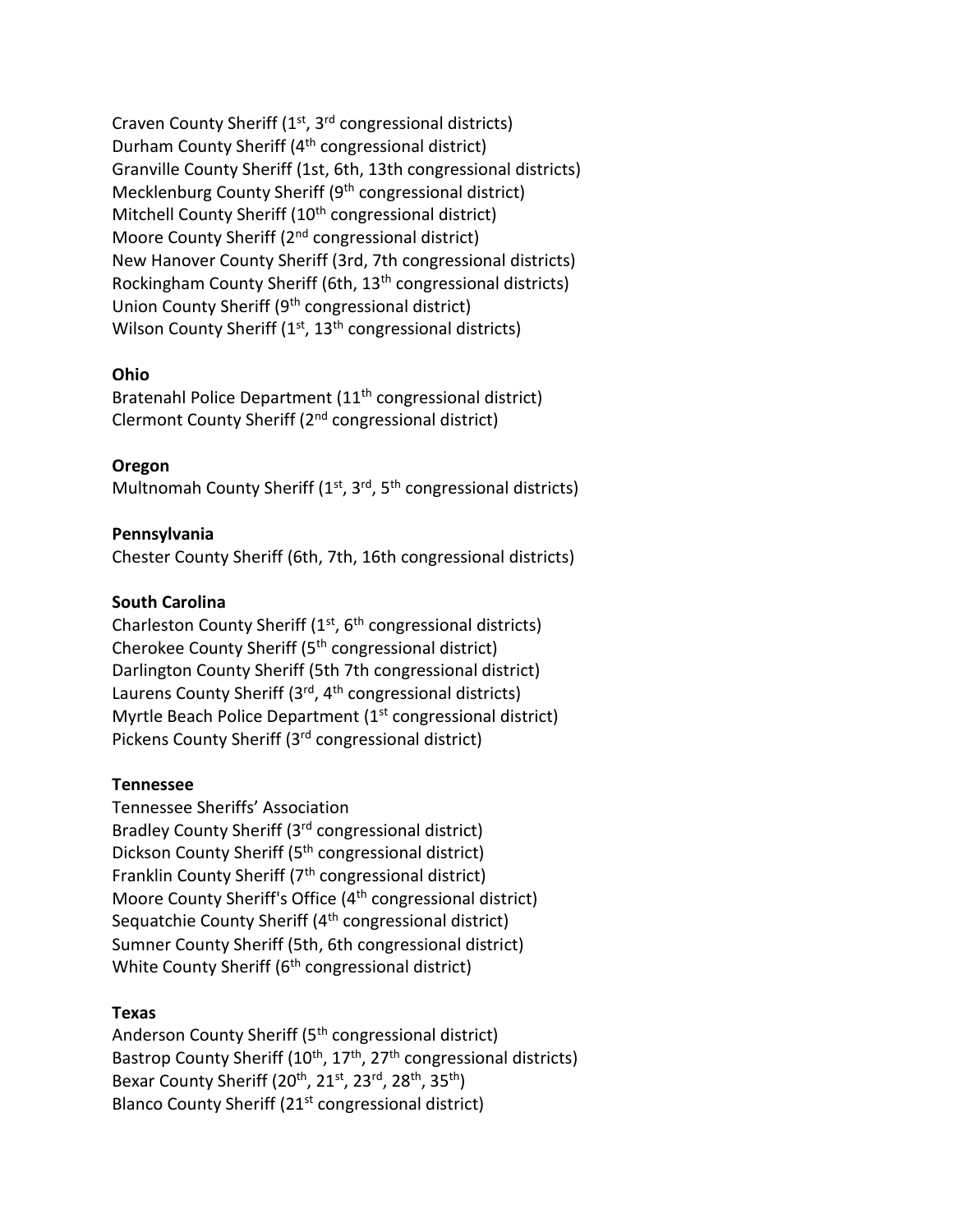Craven County Sheriff (1st, 3rd congressional districts)
Durham County Sheriff (4th congressional district)
Granville County Sheriff (1st, 6th, 13th congressional districts)
Mecklenburg County Sheriff (9th congressional district)
Mitchell County Sheriff (10th congressional district)
Moore County Sheriff (2nd congressional district)
New Hanover County Sheriff (3rd, 7th congressional districts)
Rockingham County Sheriff (6th, 13th congressional districts)
Union County Sheriff (9th congressional district)
Wilson County Sheriff (1st, 13th congressional districts)

**Ohio**
Bratenahl Police Department (11th congressional district)
Clermont County Sheriff (2nd congressional district)

**Oregon**
Multnomah County Sheriff (1st, 3rd, 5th congressional districts)

**Pennsylvania**
Chester County Sheriff (6th, 7th, 16th congressional districts)

**South Carolina**
Charleston County Sheriff (1st, 6th congressional districts)
Cherokee County Sheriff (5th congressional district)
Darlington County Sheriff (5th 7th congressional district)
Laurens County Sheriff (3rd, 4th congressional districts)
Myrtle Beach Police Department (1st congressional district)
Pickens County Sheriff (3rd congressional district)

**Tennessee**
Tennessee Sheriffs' Association
Bradley County Sheriff (3rd congressional district)
Dickson County Sheriff (5th congressional district)
Franklin County Sheriff (7th congressional district)
Moore County Sheriff's Office (4th congressional district)
Sequatchie County Sheriff (4th congressional district)
Sumner County Sheriff (5th, 6th congressional district)
White County Sheriff (6th congressional district)

**Texas**
Anderson County Sheriff (5th congressional district)
Bastrop County Sheriff (10th, 17th, 27th congressional districts)
Bexar County Sheriff (20th, 21st, 23rd, 28th, 35th)
Blanco County Sheriff (21st congressional district)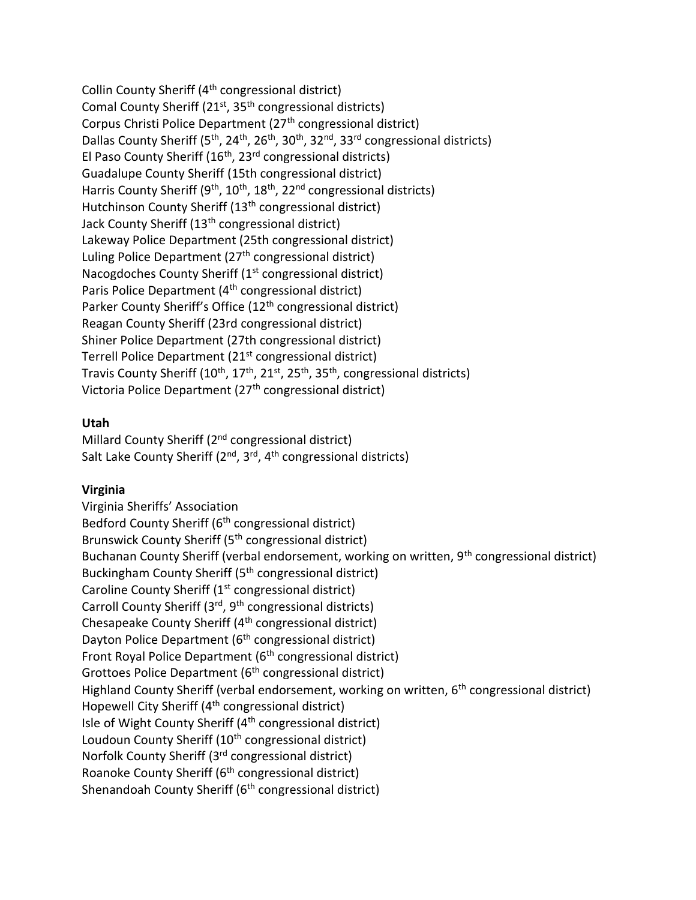Collin County Sheriff (4th congressional district)
Comal County Sheriff (21st, 35th congressional districts)
Corpus Christi Police Department (27th congressional district)
Dallas County Sheriff (5th, 24th, 26th, 30th, 32nd, 33rd congressional districts)
El Paso County Sheriff (16th, 23rd congressional districts)
Guadalupe County Sheriff (15th congressional district)
Harris County Sheriff (9th, 10th, 18th, 22nd congressional districts)
Hutchinson County Sheriff (13th congressional district)
Jack County Sheriff (13th congressional district)
Lakeway Police Department (25th congressional district)
Luling Police Department (27th congressional district)
Nacogdoches County Sheriff (1st congressional district)
Paris Police Department (4th congressional district)
Parker County Sheriff's Office (12th congressional district)
Reagan County Sheriff (23rd congressional district)
Shiner Police Department (27th congressional district)
Terrell Police Department (21st congressional district)
Travis County Sheriff (10th, 17th, 21st, 25th, 35th, congressional districts)
Victoria Police Department (27th congressional district)

**Utah**
Millard County Sheriff (2nd congressional district)
Salt Lake County Sheriff (2nd, 3rd, 4th congressional districts)

**Virginia**
Virginia Sheriffs' Association
Bedford County Sheriff (6th congressional district)
Brunswick County Sheriff (5th congressional district)
Buchanan County Sheriff (verbal endorsement, working on written, 9th congressional district)
Buckingham County Sheriff (5th congressional district)
Caroline County Sheriff (1st congressional district)
Carroll County Sheriff (3rd, 9th congressional districts)
Chesapeake County Sheriff (4th congressional district)
Dayton Police Department (6th congressional district)
Front Royal Police Department (6th congressional district)
Grottoes Police Department (6th congressional district)
Highland County Sheriff (verbal endorsement, working on written, 6th congressional district)
Hopewell City Sheriff (4th congressional district)
Isle of Wight County Sheriff (4th congressional district)
Loudoun County Sheriff (10th congressional district)
Norfolk County Sheriff (3rd congressional district)
Roanoke County Sheriff (6th congressional district)
Shenandoah County Sheriff (6th congressional district)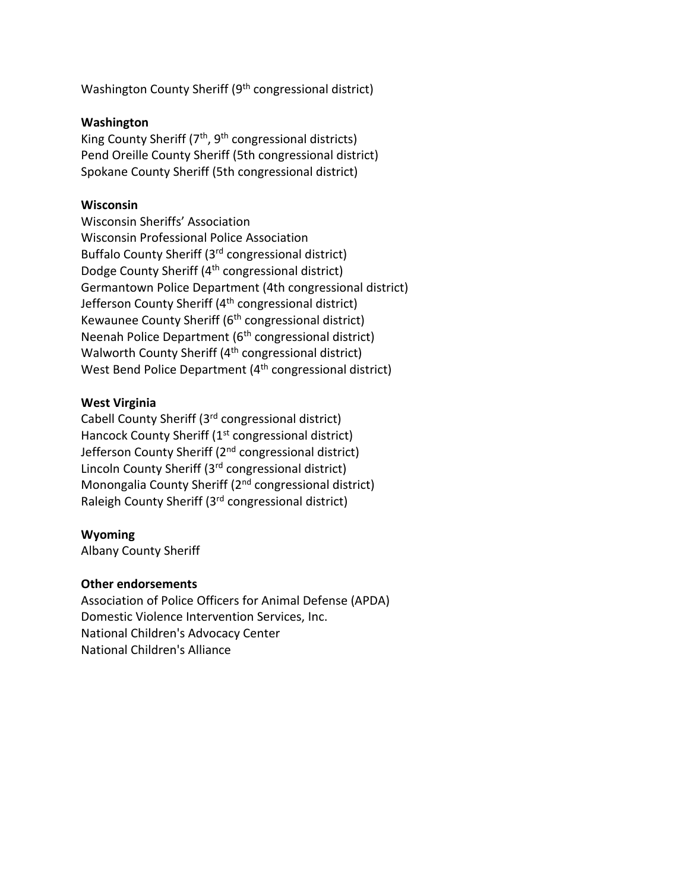Washington County Sheriff (9th congressional district)

**Washington**

King County Sheriff (7th, 9th congressional districts)
Pend Oreille County Sheriff (5th congressional district)
Spokane County Sheriff (5th congressional district)

**Wisconsin**

Wisconsin Sheriffs' Association
Wisconsin Professional Police Association
Buffalo County Sheriff (3rd congressional district)
Dodge County Sheriff (4th congressional district)
Germantown Police Department (4th congressional district)
Jefferson County Sheriff (4th congressional district)
Kewaunee County Sheriff (6th congressional district)
Neenah Police Department (6th congressional district)
Walworth County Sheriff (4th congressional district)
West Bend Police Department (4th congressional district)

**West Virginia**

Cabell County Sheriff (3rd congressional district)
Hancock County Sheriff (1st congressional district)
Jefferson County Sheriff (2nd congressional district)
Lincoln County Sheriff (3rd congressional district)
Monongalia County Sheriff (2nd congressional district)
Raleigh County Sheriff (3rd congressional district)

**Wyoming**

Albany County Sheriff

**Other endorsements**

Association of Police Officers for Animal Defense (APDA)
Domestic Violence Intervention Services, Inc.
National Children's Advocacy Center
National Children's Alliance